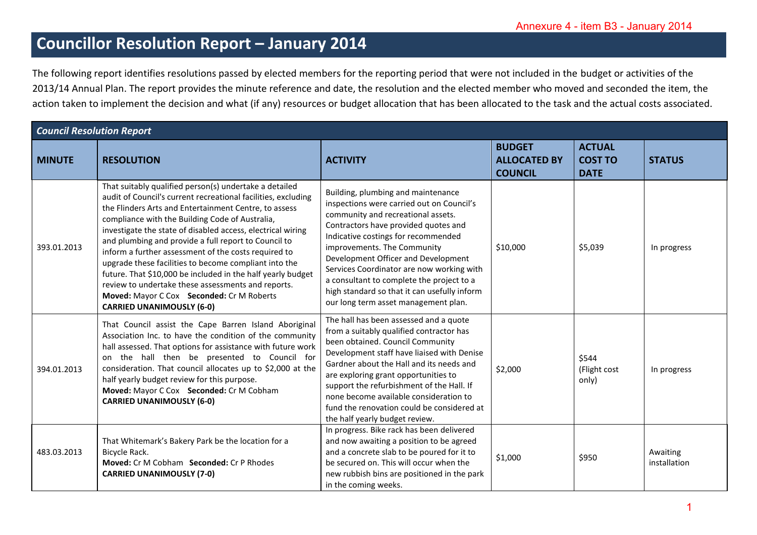Annexure 4 - item B3 - January 2014

# Councillor Resolution Report – January 2014

The following report identifies resolutions passed by elected members for the reporting period that were not included in the budget or activities of the 2013/14 Annual Plan. The report provides the minute reference and date, the resolution and the elected member who moved and seconded the item, the action taken to implement the decision and what (if any) resources or budget allocation that has been allocated to the task and the actual costs associated.

| ***Council Resolution Report*** | | | | | |
|---|---|---|---|---|---|
| **MINUTE** | **RESOLUTION** | **ACTIVITY** | **BUDGET ALLOCATED BY COUNCIL** | **ACTUAL COST TO DATE** | **STATUS** |
| 393.01.2013 | That suitably qualified person(s) undertake a detailed audit of Council's current recreational facilities, excluding the Flinders Arts and Entertainment Centre, to assess compliance with the Building Code of Australia, investigate the state of disabled access, electrical wiring and plumbing and provide a full report to Council to inform a further assessment of the costs required to upgrade these facilities to become compliant into the future. That $10,000 be included in the half yearly budget review to undertake these assessments and reports. **Moved:** Mayor C Cox **Seconded:** Cr M Roberts **CARRIED UNANIMOUSLY (6-0)** | Building, plumbing and maintenance inspections were carried out on Council's community and recreational assets. Contractors have provided quotes and Indicative costings for recommended improvements. The Community Development Officer and Development Services Coordinator are now working with a consultant to complete the project to a high standard so that it can usefully inform our long term asset management plan. | $10,000 | $5,039 | In progress |
| 394.01.2013 | That Council assist the Cape Barren Island Aboriginal Association Inc. to have the condition of the community hall assessed. That options for assistance with future work on the hall then be presented to Council for consideration. That council allocates up to $2,000 at the half yearly budget review for this purpose. **Moved:** Mayor C Cox **Seconded:** Cr M Cobham **CARRIED UNANIMOUSLY (6-0)** | The hall has been assessed and a quote from a suitably qualified contractor has been obtained. Council Community Development staff have liaised with Denise Gardner about the Hall and its needs and are exploring grant opportunities to support the refurbishment of the Hall. If none become available consideration to fund the renovation could be considered at the half yearly budget review. | $2,000 | $544 (Flight cost only) | In progress |
| 483.03.2013 | That Whitemark's Bakery Park be the location for a Bicycle Rack. **Moved:** Cr M Cobham **Seconded:** Cr P Rhodes **CARRIED UNANIMOUSLY (7-0)** | In progress. Bike rack has been delivered and now awaiting a position to be agreed and a concrete slab to be poured for it to be secured on. This will occur when the new rubbish bins are positioned in the park in the coming weeks. | $1,000 | $950 | Awaiting installation |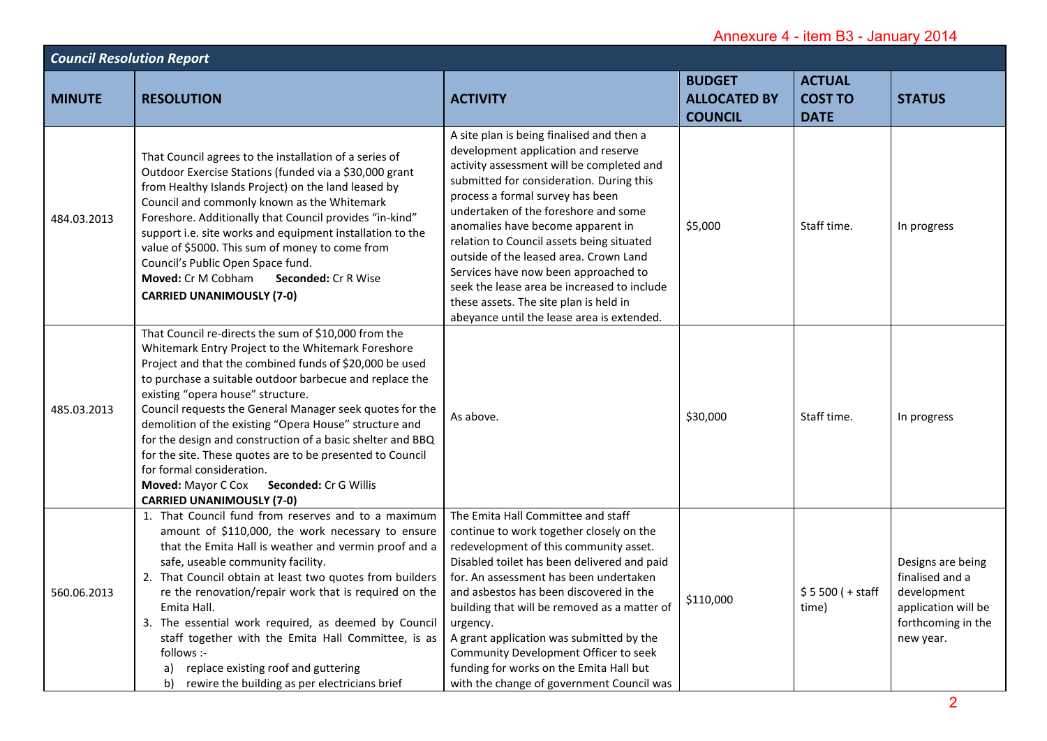Annexure 4 - item B3 - January 2014

| *Council Resolution Report* | | | | | |
|---|---|---|---|---|---|
| **MINUTE** | **RESOLUTION** | **ACTIVITY** | **BUDGET ALLOCATED BY COUNCIL** | **ACTUAL COST TO DATE** | **STATUS** |
| 484.03.2013 | That Council agrees to the installation of a series of Outdoor Exercise Stations (funded via a $30,000 grant from Healthy Islands Project) on the land leased by Council and commonly known as the Whitemark Foreshore. Additionally that Council provides "in-kind" support i.e. site works and equipment installation to the value of $5000. This sum of money to come from Council's Public Open Space fund. **Moved:** Cr M Cobham **Seconded:** Cr R Wise **CARRIED UNANIMOUSLY (7-0)** | A site plan is being finalised and then a development application and reserve activity assessment will be completed and submitted for consideration. During this process a formal survey has been undertaken of the foreshore and some anomalies have become apparent in relation to Council assets being situated outside of the leased area. Crown Land Services have now been approached to seek the lease area be increased to include these assets. The site plan is held in abeyance until the lease area is extended. | $5,000 | Staff time. | In progress |
| 485.03.2013 | That Council re-directs the sum of $10,000 from the Whitemark Entry Project to the Whitemark Foreshore Project and that the combined funds of $20,000 be used to purchase a suitable outdoor barbecue and replace the existing "opera house" structure. Council requests the General Manager seek quotes for the demolition of the existing "Opera House" structure and for the design and construction of a basic shelter and BBQ for the site. These quotes are to be presented to Council for formal consideration. **Moved:** Mayor C Cox **Seconded:** Cr G Willis **CARRIED UNANIMOUSLY (7-0)** | As above. | $30,000 | Staff time. | In progress |
| 560.06.2013 | 1. That Council fund from reserves and to a maximum amount of $110,000, the work necessary to ensure that the Emita Hall is weather and vermin proof and a safe, useable community facility. 2. That Council obtain at least two quotes from builders re the renovation/repair work that is required on the Emita Hall. 3. The essential work required, as deemed by Council staff together with the Emita Hall Committee, is as follows :- a) replace existing roof and guttering b) rewire the building as per electricians brief | The Emita Hall Committee and staff continue to work together closely on the redevelopment of this community asset. Disabled toilet has been delivered and paid for. An assessment has been undertaken and asbestos has been discovered in the building that will be removed as a matter of urgency. A grant application was submitted by the Community Development Officer to seek funding for works on the Emita Hall but with the change of government Council was | $110,000 | $ 5 500 ( + staff time) | Designs are being finalised and a development application will be forthcoming in the new year. |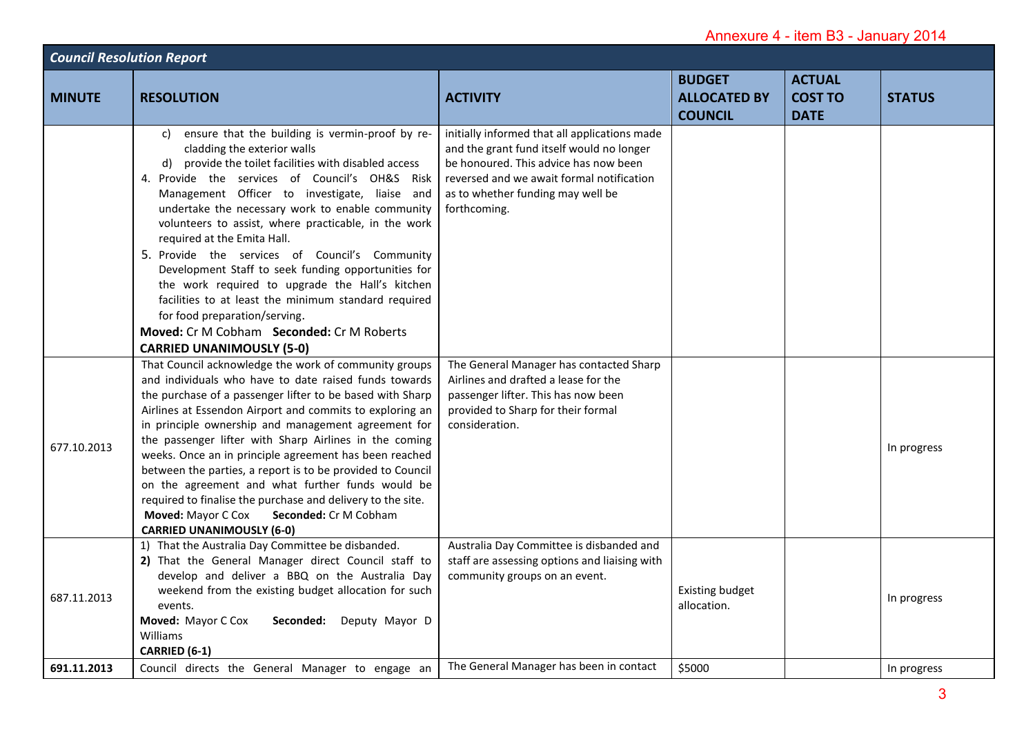Annexure 4 - item B3 - January 2014

| *Council Resolution Report* | | | | | |
|---|---|---|---|---|---|
| **MINUTE** | **RESOLUTION** | **ACTIVITY** | **BUDGET ALLOCATED BY COUNCIL** | **ACTUAL COST TO DATE** | **STATUS** |
| | c) ensure that the building is vermin-proof by re-cladding the exterior walls<br>d) provide the toilet facilities with disabled access<br>4. Provide the services of Council's OH&S Risk Management Officer to investigate, liaise and undertake the necessary work to enable community volunteers to assist, where practicable, in the work required at the Emita Hall.<br>5. Provide the services of Council's Community Development Staff to seek funding opportunities for the work required to upgrade the Hall's kitchen facilities to at least the minimum standard required for food preparation/serving.<br>**Moved:** Cr M Cobham **Seconded:** Cr M Roberts<br>**CARRIED UNANIMOUSLY (5-0)** | initially informed that all applications made and the grant fund itself would no longer be honoured. This advice has now been reversed and we await formal notification as to whether funding may well be forthcoming. | | | |
| 677.10.2013 | That Council acknowledge the work of community groups and individuals who have to date raised funds towards the purchase of a passenger lifter to be based with Sharp Airlines at Essendon Airport and commits to exploring an in principle ownership and management agreement for the passenger lifter with Sharp Airlines in the coming weeks. Once an in principle agreement has been reached between the parties, a report is to be provided to Council on the agreement and what further funds would be required to finalise the purchase and delivery to the site.<br>**Moved:** Mayor C Cox **Seconded:** Cr M Cobham<br>**CARRIED UNANIMOUSLY (6-0)** | The General Manager has contacted Sharp Airlines and drafted a lease for the passenger lifter. This has now been provided to Sharp for their formal consideration. | | | In progress |
| 687.11.2013 | 1) That the Australia Day Committee be disbanded.<br>**2)** That the General Manager direct Council staff to develop and deliver a BBQ on the Australia Day weekend from the existing budget allocation for such events.<br>**Moved:** Mayor C Cox **Seconded:** Deputy Mayor D Williams<br>**CARRIED (6-1)** | Australia Day Committee is disbanded and staff are assessing options and liaising with community groups on an event. | Existing budget allocation. | | In progress |
| **691.11.2013** | Council directs the General Manager to engage an | The General Manager has been in contact | $5000 | | In progress |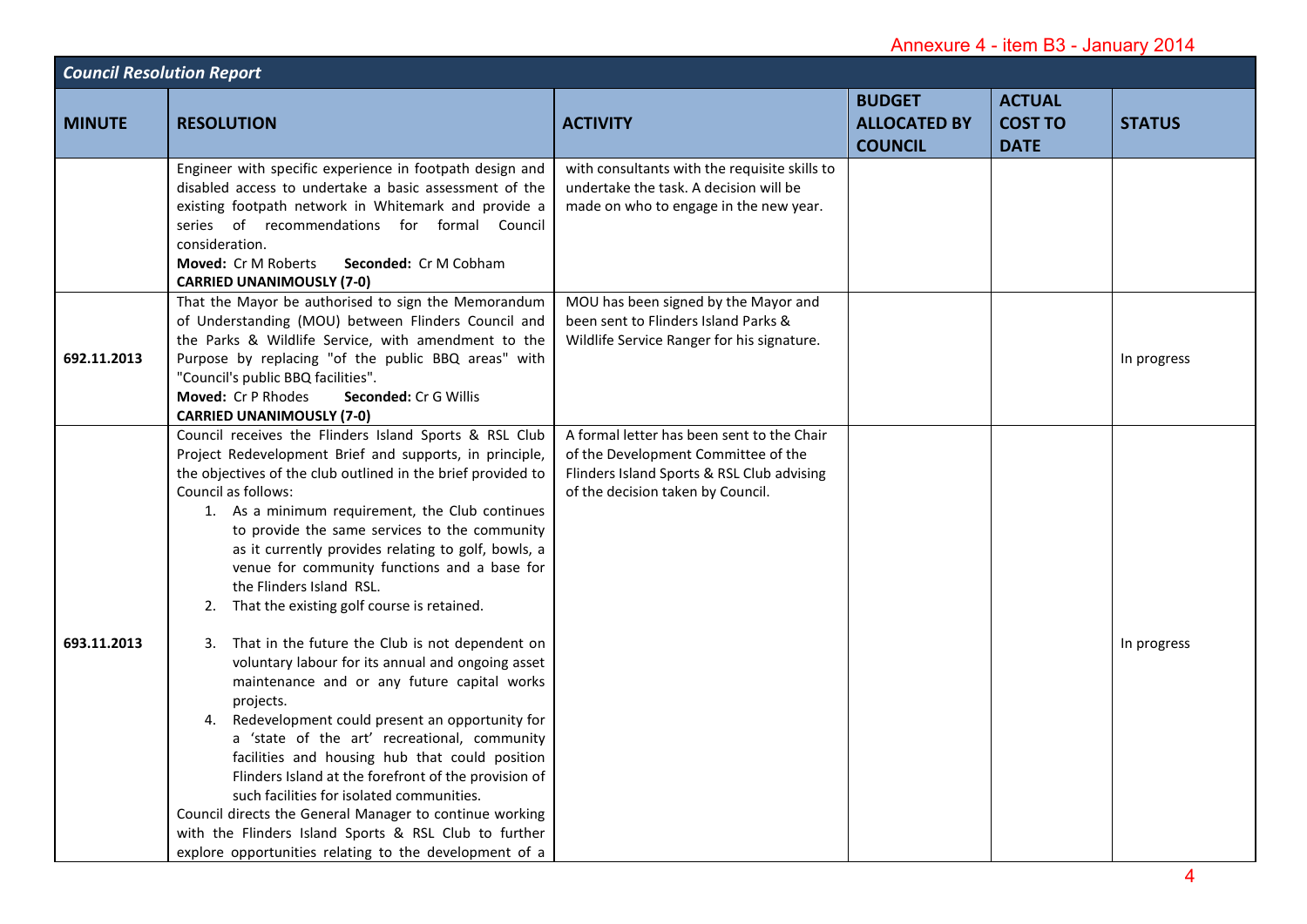Annexure 4 - item B3 - January 2014

| *Council Resolution Report* | | | | | |
|---|---|---|---|---|---|
| **MINUTE** | **RESOLUTION** | **ACTIVITY** | **BUDGET ALLOCATED BY COUNCIL** | **ACTUAL COST TO DATE** | **STATUS** |
| | Engineer with specific experience in footpath design and disabled access to undertake a basic assessment of the existing footpath network in Whitemark and provide a series of recommendations for formal Council consideration.<br>**Moved:** Cr M Roberts **Seconded:** Cr M Cobham<br>**CARRIED UNANIMOUSLY (7-0)** | with consultants with the requisite skills to undertake the task. A decision will be made on who to engage in the new year. | | | |
| 692.11.2013 | That the Mayor be authorised to sign the Memorandum of Understanding (MOU) between Flinders Council and the Parks & Wildlife Service, with amendment to the Purpose by replacing "of the public BBQ areas" with "Council's public BBQ facilities".<br>**Moved:** Cr P Rhodes **Seconded:** Cr G Willis<br>**CARRIED UNANIMOUSLY (7-0)** | MOU has been signed by the Mayor and been sent to Flinders Island Parks & Wildlife Service Ranger for his signature. | | | In progress |
| 693.11.2013 | Council receives the Flinders Island Sports & RSL Club Project Redevelopment Brief and supports, in principle, the objectives of the club outlined in the brief provided to Council as follows:<br>1. As a minimum requirement, the Club continues to provide the same services to the community as it currently provides relating to golf, bowls, a venue for community functions and a base for the Flinders Island RSL.<br>2. That the existing golf course is retained.<br>3. That in the future the Club is not dependent on voluntary labour for its annual and ongoing asset maintenance and or any future capital works projects.<br>4. Redevelopment could present an opportunity for a 'state of the art' recreational, community facilities and housing hub that could position Flinders Island at the forefront of the provision of such facilities for isolated communities.<br>Council directs the General Manager to continue working with the Flinders Island Sports & RSL Club to further explore opportunities relating to the development of a | A formal letter has been sent to the Chair of the Development Committee of the Flinders Island Sports & RSL Club advising of the decision taken by Council. | | | In progress |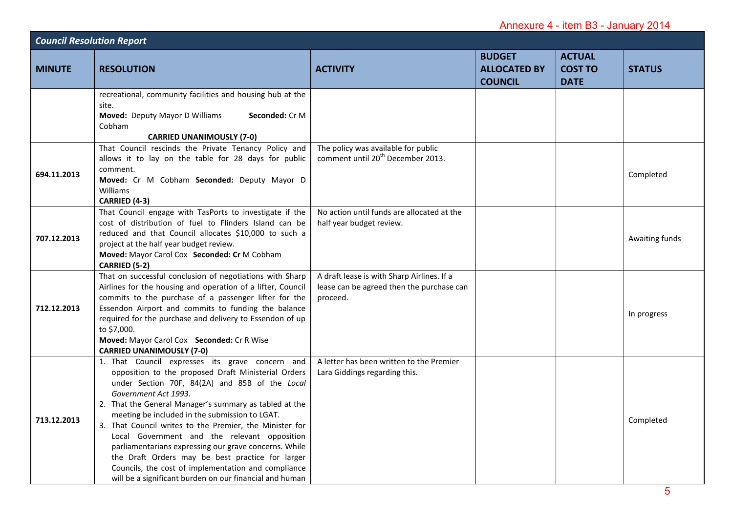Annexure 4 - item B3 - January 2014

| Council Resolution Report | | | | | |
|---|---|---|---|---|---|
| **MINUTE** | **RESOLUTION** | **ACTIVITY** | **BUDGET ALLOCATED BY COUNCIL** | **ACTUAL COST TO DATE** | **STATUS** |
| | recreational, community facilities and housing hub at the site. **Moved:** Deputy Mayor D Williams **Seconded:** Cr M Cobham **CARRIED UNANIMOUSLY (7-0)** | | | | |
| 694.11.2013 | That Council rescinds the Private Tenancy Policy and allows it to lay on the table for 28 days for public comment. **Moved:** Cr M Cobham **Seconded:** Deputy Mayor D Williams **CARRIED (4-3)** | The policy was available for public comment until 20th December 2013. | | | Completed |
| 707.12.2013 | That Council engage with TasPorts to investigate if the cost of distribution of fuel to Flinders Island can be reduced and that Council allocates $10,000 to such a project at the half year budget review. **Moved:** Mayor Carol Cox **Seconded: Cr** M Cobham **CARRIED (5-2)** | No action until funds are allocated at the half year budget review. | | | Awaiting funds |
| 712.12.2013 | That on successful conclusion of negotiations with Sharp Airlines for the housing and operation of a lifter, Council commits to the purchase of a passenger lifter for the Essendon Airport and commits to funding the balance required for the purchase and delivery to Essendon of up to $7,000. **Moved:** Mayor Carol Cox **Seconded:** Cr R Wise **CARRIED UNANIMOUSLY (7-0)** | A draft lease is with Sharp Airlines. If a lease can be agreed then the purchase can proceed. | | | In progress |
| 713.12.2013 | 1. That Council expresses its grave concern and opposition to the proposed Draft Ministerial Orders under Section 70F, 84(2A) and 85B of the *Local Government Act 1993*. 2. That the General Manager's summary as tabled at the meeting be included in the submission to LGAT. 3. That Council writes to the Premier, the Minister for Local Government and the relevant opposition parliamentarians expressing our grave concerns. While the Draft Orders may be best practice for larger Councils, the cost of implementation and compliance will be a significant burden on our financial and human | A letter has been written to the Premier Lara Giddings regarding this. | | | Completed |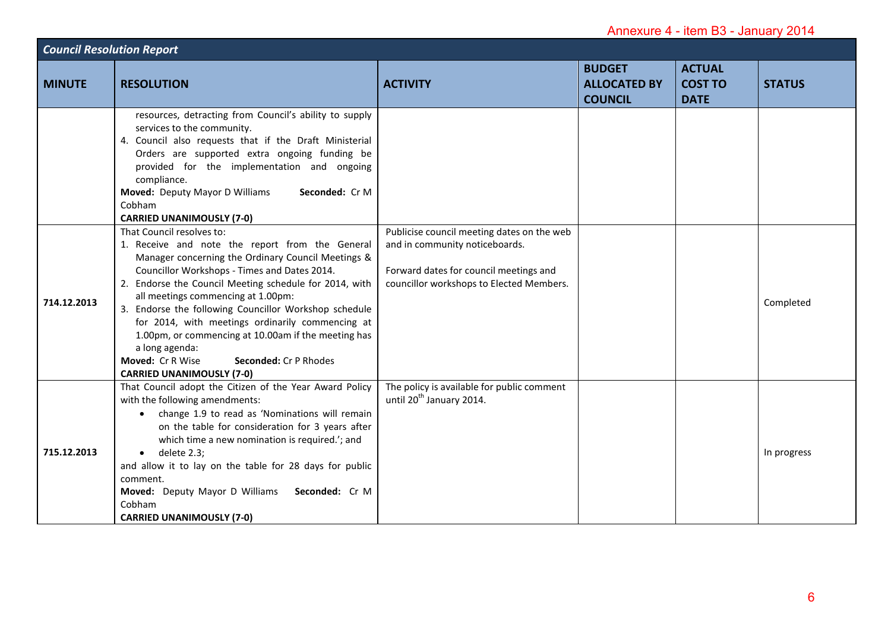Annexure 4 - item B3 - January 2014

| Council Resolution Report | | | | | |
|---|---|---|---|---|---|
| **MINUTE** | **RESOLUTION** | **ACTIVITY** | **BUDGET ALLOCATED BY COUNCIL** | **ACTUAL COST TO DATE** | **STATUS** |
| | resources, detracting from Council's ability to supply services to the community.<br>4. Council also requests that if the Draft Ministerial Orders are supported extra ongoing funding be provided for the implementation and ongoing compliance.<br>**Moved:** Deputy Mayor D Williams **Seconded:** Cr M Cobham<br>**CARRIED UNANIMOUSLY (7-0)** | | | | |
| **714.12.2013** | That Council resolves to:<br>1. Receive and note the report from the General Manager concerning the Ordinary Council Meetings & Councillor Workshops - Times and Dates 2014.<br>2. Endorse the Council Meeting schedule for 2014, with all meetings commencing at 1.00pm:<br>3. Endorse the following Councillor Workshop schedule for 2014, with meetings ordinarily commencing at 1.00pm, or commencing at 10.00am if the meeting has a long agenda:<br>**Moved:** Cr R Wise **Seconded:** Cr P Rhodes<br>**CARRIED UNANIMOUSLY (7-0)** | Publicise council meeting dates on the web and in community noticeboards.<br><br>Forward dates for council meetings and councillor workshops to Elected Members. | | | Completed |
| **715.12.2013** | That Council adopt the Citizen of the Year Award Policy with the following amendments:<br>• change 1.9 to read as 'Nominations will remain on the table for consideration for 3 years after which time a new nomination is required.'; and<br>• delete 2.3;<br>and allow it to lay on the table for 28 days for public comment.<br>**Moved:** Deputy Mayor D Williams **Seconded:** Cr M Cobham<br>**CARRIED UNANIMOUSLY (7-0)** | The policy is available for public comment until 20th January 2014. | | | In progress |